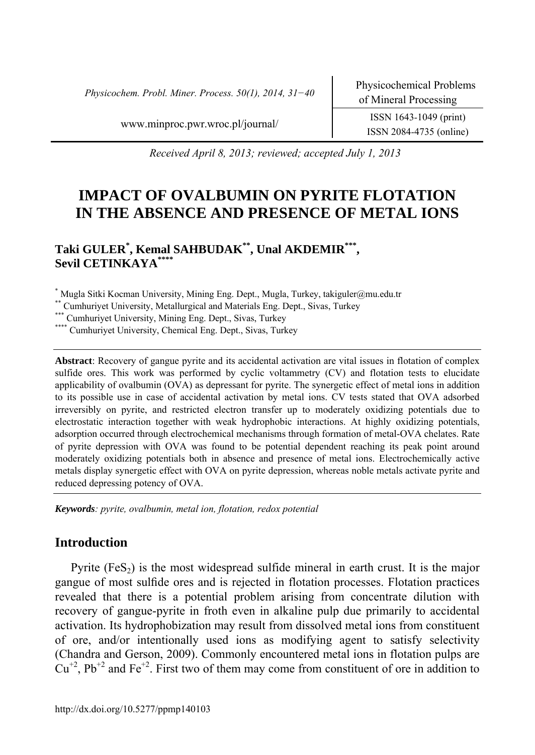Received April 8, 2013; reviewed; accepted July 1, 2013

# IMPACT OF OVALBUMIN ON PYRITE FLOTATION IN THE ABSENCE AND PRESENCE OF METAL IONS

**Taki GULER[*], Kemal SAHBUDAK[**], Unal AKDEMIR[***], Sevil CETINKAYA[****]**

[*] Mugla Sitki Kocman University, Mining Eng. Dept., Mugla, Turkey, takiguler@mu.edu.tr
[**] Cumhuriyet University, Metallurgical and Materials Eng. Dept., Sivas, Turkey
[***] Cumhuriyet University, Mining Eng. Dept., Sivas, Turkey
[****] Cumhuriyet University, Chemical Eng. Dept., Sivas, Turkey

**Abstract**: Recovery of gangue pyrite and its accidental activation are vital issues in flotation of complex sulfide ores. This work was performed by cyclic voltammetry (CV) and flotation tests to elucidate applicability of ovalbumin (OVA) as depressant for pyrite. The synergetic effect of metal ions in addition to its possible use in case of accidental activation by metal ions. CV tests stated that OVA adsorbed irreversibly on pyrite, and restricted electron transfer up to moderately oxidizing potentials due to electrostatic interaction together with weak hydrophobic interactions. At highly oxidizing potentials, adsorption occurred through electrochemical mechanisms through formation of metal-OVA chelates. Rate of pyrite depression with OVA was found to be potential dependent reaching its peak point around moderately oxidizing potentials both in absence and presence of metal ions. Electrochemically active metals display synergetic effect with OVA on pyrite depression, whereas noble metals activate pyrite and reduced depressing potency of OVA.

***Keywords**: pyrite, ovalbumin, metal ion, flotation, redox potential*

## Introduction

Pyrite ($FeS_2$) is the most widespread sulfide mineral in earth crust. It is the major gangue of most sulfide ores and is rejected in flotation processes. Flotation practices revealed that there is a potential problem arising from concentrate dilution with recovery of gangue-pyrite in froth even in alkaline pulp due primarily to accidental activation. Its hydrophobization may result from dissolved metal ions from constituent of ore, and/or intentionally used ions as modifying agent to satisfy selectivity (Chandra and Gerson, 2009). Commonly encountered metal ions in flotation pulps are $Cu^{+2}$, $Pb^{+2}$ and $Fe^{+2}$. First two of them may come from constituent of ore in addition to

http://dx.doi.org/10.5277/ppmp140103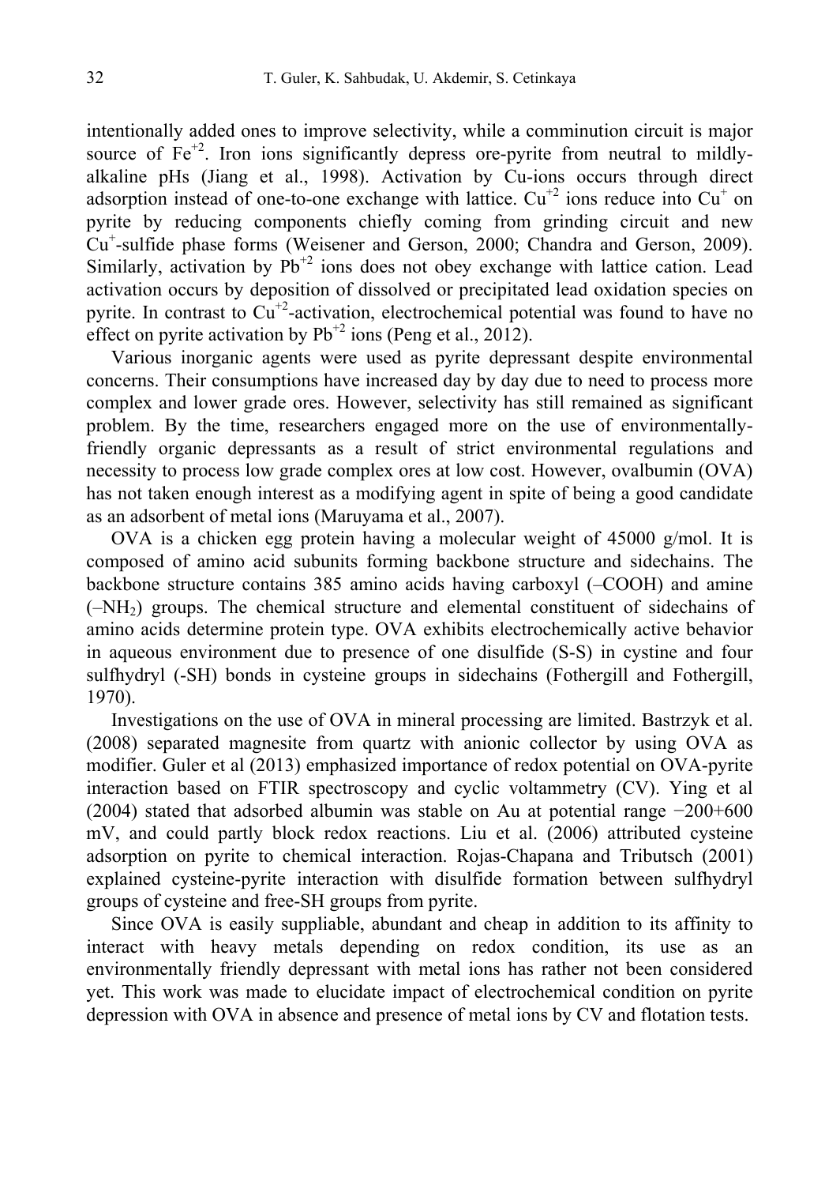intentionally added ones to improve selectivity, while a comminution circuit is major source of $Fe^{+2}$. Iron ions significantly depress ore-pyrite from neutral to mildly-alkaline pHs (Jiang et al., 1998). Activation by Cu-ions occurs through direct adsorption instead of one-to-one exchange with lattice. $Cu^{+2}$ ions reduce into $Cu^{+}$ on pyrite by reducing components chiefly coming from grinding circuit and new $Cu^{+}$-sulfide phase forms (Weisener and Gerson, 2000; Chandra and Gerson, 2009). Similarly, activation by $Pb^{+2}$ ions does not obey exchange with lattice cation. Lead activation occurs by deposition of dissolved or precipitated lead oxidation species on pyrite. In contrast to $Cu^{+2}$-activation, electrochemical potential was found to have no effect on pyrite activation by $Pb^{+2}$ ions (Peng et al., 2012).

Various inorganic agents were used as pyrite depressant despite environmental concerns. Their consumptions have increased day by day due to need to process more complex and lower grade ores. However, selectivity has still remained as significant problem. By the time, researchers engaged more on the use of environmentally-friendly organic depressants as a result of strict environmental regulations and necessity to process low grade complex ores at low cost. However, ovalbumin (OVA) has not taken enough interest as a modifying agent in spite of being a good candidate as an adsorbent of metal ions (Maruyama et al., 2007).

OVA is a chicken egg protein having a molecular weight of 45000 g/mol. It is composed of amino acid subunits forming backbone structure and sidechains. The backbone structure contains 385 amino acids having carboxyl (–COOH) and amine ($–NH_2$) groups. The chemical structure and elemental constituent of sidechains of amino acids determine protein type. OVA exhibits electrochemically active behavior in aqueous environment due to presence of one disulfide (S-S) in cystine and four sulfhydryl (-SH) bonds in cysteine groups in sidechains (Fothergill and Fothergill, 1970).

Investigations on the use of OVA in mineral processing are limited. Bastrzyk et al. (2008) separated magnesite from quartz with anionic collector by using OVA as modifier. Guler et al (2013) emphasized importance of redox potential on OVA-pyrite interaction based on FTIR spectroscopy and cyclic voltammetry (CV). Ying et al (2004) stated that adsorbed albumin was stable on Au at potential range −200+600 mV, and could partly block redox reactions. Liu et al. (2006) attributed cysteine adsorption on pyrite to chemical interaction. Rojas-Chapana and Tributsch (2001) explained cysteine-pyrite interaction with disulfide formation between sulfhydryl groups of cysteine and free-SH groups from pyrite.

Since OVA is easily suppliable, abundant and cheap in addition to its affinity to interact with heavy metals depending on redox condition, its use as an environmentally friendly depressant with metal ions has rather not been considered yet. This work was made to elucidate impact of electrochemical condition on pyrite depression with OVA in absence and presence of metal ions by CV and flotation tests.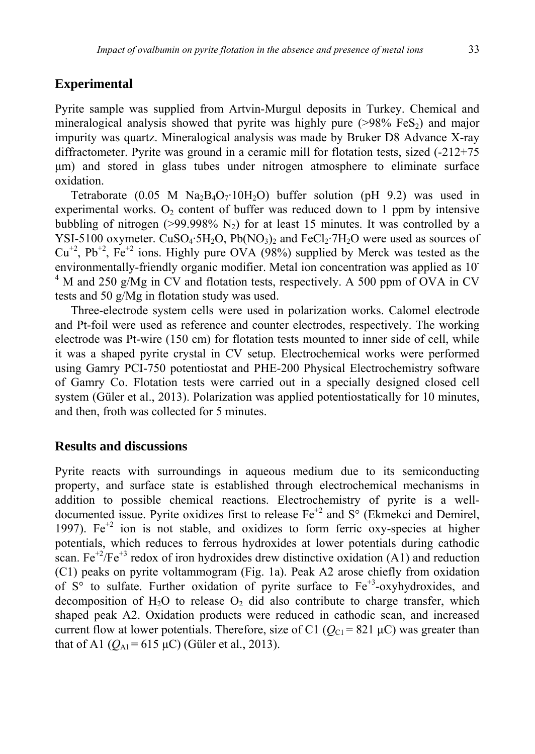## Experimental

Pyrite sample was supplied from Artvin-Murgul deposits in Turkey. Chemical and mineralogical analysis showed that pyrite was highly pure (>98% $FeS_2$) and major impurity was quartz. Mineralogical analysis was made by Bruker D8 Advance X-ray diffractometer. Pyrite was ground in a ceramic mill for flotation tests, sized (-212+75 μm) and stored in glass tubes under nitrogen atmosphere to eliminate surface oxidation.

Tetraborate (0.05 M $Na_2B_4O_7{\cdot}10H_2O$) buffer solution (pH 9.2) was used in experimental works. $O_2$ content of buffer was reduced down to 1 ppm by intensive bubbling of nitrogen (>99.998% $N_2$) for at least 15 minutes. It was controlled by a YSI-5100 oxymeter. $CuSO_4{\cdot}5H_2O$, $Pb(NO_3)_2$ and $FeCl_2{\cdot}7H_2O$ were used as sources of $Cu^{+2}$, $Pb^{+2}$, $Fe^{+2}$ ions. Highly pure OVA (98%) supplied by Merck was tested as the environmentally-friendly organic modifier. Metal ion concentration was applied as $10^{-4}$ M and 250 g/Mg in CV and flotation tests, respectively. A 500 ppm of OVA in CV tests and 50 g/Mg in flotation study was used.

Three-electrode system cells were used in polarization works. Calomel electrode and Pt-foil were used as reference and counter electrodes, respectively. The working electrode was Pt-wire (150 cm) for flotation tests mounted to inner side of cell, while it was a shaped pyrite crystal in CV setup. Electrochemical works were performed using Gamry PCI-750 potentiostat and PHE-200 Physical Electrochemistry software of Gamry Co. Flotation tests were carried out in a specially designed closed cell system (Güler et al., 2013). Polarization was applied potentiostatically for 10 minutes, and then, froth was collected for 5 minutes.

## Results and discussions

Pyrite reacts with surroundings in aqueous medium due to its semiconducting property, and surface state is established through electrochemical mechanisms in addition to possible chemical reactions. Electrochemistry of pyrite is a well-documented issue. Pyrite oxidizes first to release $Fe^{+2}$ and S° (Ekmekci and Demirel, 1997). $Fe^{+2}$ ion is not stable, and oxidizes to form ferric oxy-species at higher potentials, which reduces to ferrous hydroxides at lower potentials during cathodic scan. $Fe^{+2}/Fe^{+3}$ redox of iron hydroxides drew distinctive oxidation (A1) and reduction (C1) peaks on pyrite voltammogram (Fig. 1a). Peak A2 arose chiefly from oxidation of S° to sulfate. Further oxidation of pyrite surface to $Fe^{+3}$-oxyhydroxides, and decomposition of $H_2O$ to release $O_2$ did also contribute to charge transfer, which shaped peak A2. Oxidation products were reduced in cathodic scan, and increased current flow at lower potentials. Therefore, size of C1 ($Q_{C1}$ = 821 μC) was greater than that of A1 ($Q_{A1}$ = 615 μC) (Güler et al., 2013).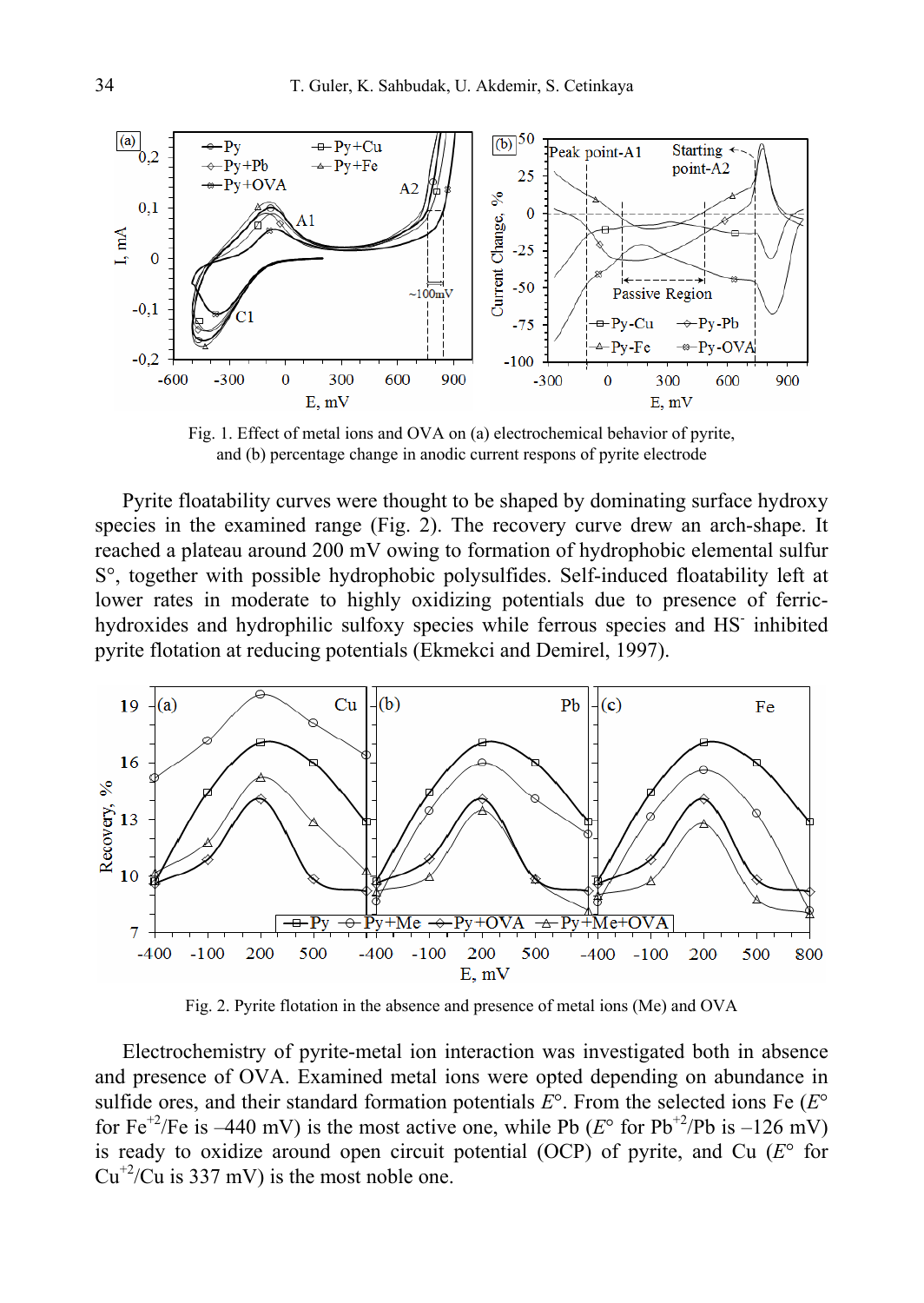Fig. 1. Effect of metal ions and OVA on (a) electrochemical behavior of pyrite, and (b) percentage change in anodic current respons of pyrite electrode

Pyrite floatability curves were thought to be shaped by dominating surface hydroxy species in the examined range (Fig. 2). The recovery curve drew an arch-shape. It reached a plateau around 200 mV owing to formation of hydrophobic elemental sulfur S°, together with possible hydrophobic polysulfides. Self-induced floatability left at lower rates in moderate to highly oxidizing potentials due to presence of ferric-hydroxides and hydrophilic sulfoxy species while ferrous species and $HS^-$ inhibited pyrite flotation at reducing potentials (Ekmekci and Demirel, 1997).

Fig. 2. Pyrite flotation in the absence and presence of metal ions (Me) and OVA

Electrochemistry of pyrite-metal ion interaction was investigated both in absence and presence of OVA. Examined metal ions were opted depending on abundance in sulfide ores, and their standard formation potentials $E°$. From the selected ions Fe ($E°$ for $Fe^{+2}/Fe$ is –440 mV) is the most active one, while Pb ($E°$ for $Pb^{+2}/Pb$ is –126 mV) is ready to oxidize around open circuit potential (OCP) of pyrite, and Cu ($E°$ for $Cu^{+2}/Cu$ is 337 mV) is the most noble one.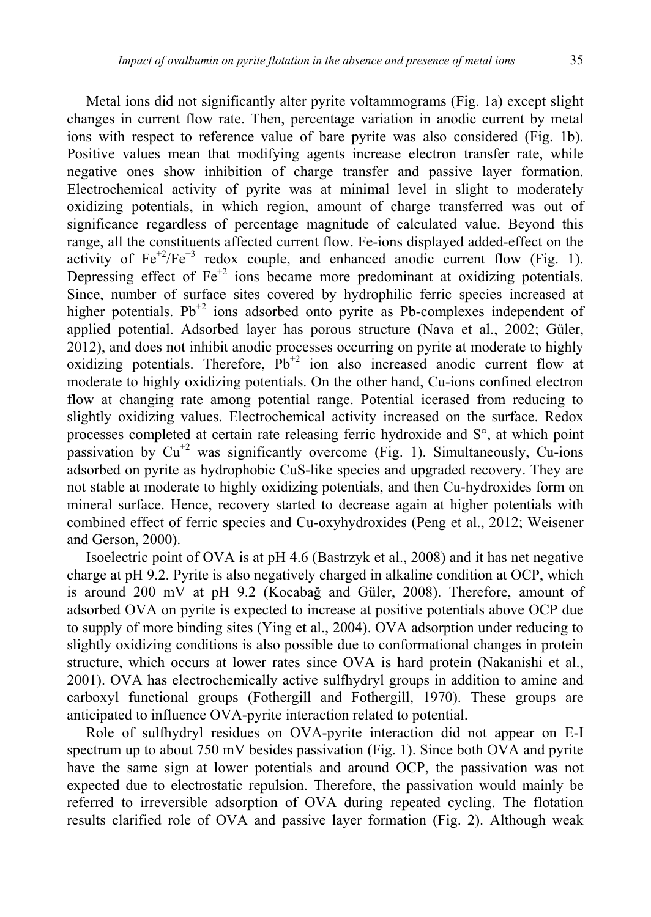Metal ions did not significantly alter pyrite voltammograms (Fig. 1a) except slight changes in current flow rate. Then, percentage variation in anodic current by metal ions with respect to reference value of bare pyrite was also considered (Fig. 1b). Positive values mean that modifying agents increase electron transfer rate, while negative ones show inhibition of charge transfer and passive layer formation. Electrochemical activity of pyrite was at minimal level in slight to moderately oxidizing potentials, in which region, amount of charge transferred was out of significance regardless of percentage magnitude of calculated value. Beyond this range, all the constituents affected current flow. Fe-ions displayed added-effect on the activity of $Fe^{+2}/Fe^{+3}$ redox couple, and enhanced anodic current flow (Fig. 1). Depressing effect of $Fe^{+2}$ ions became more predominant at oxidizing potentials. Since, number of surface sites covered by hydrophilic ferric species increased at higher potentials. $Pb^{+2}$ ions adsorbed onto pyrite as Pb-complexes independent of applied potential. Adsorbed layer has porous structure (Nava et al., 2002; Güler, 2012), and does not inhibit anodic processes occurring on pyrite at moderate to highly oxidizing potentials. Therefore, $Pb^{+2}$ ion also increased anodic current flow at moderate to highly oxidizing potentials. On the other hand, Cu-ions confined electron flow at changing rate among potential range. Potential icerased from reducing to slightly oxidizing values. Electrochemical activity increased on the surface. Redox processes completed at certain rate releasing ferric hydroxide and S°, at which point passivation by $Cu^{+2}$ was significantly overcome (Fig. 1). Simultaneously, Cu-ions adsorbed on pyrite as hydrophobic CuS-like species and upgraded recovery. They are not stable at moderate to highly oxidizing potentials, and then Cu-hydroxides form on mineral surface. Hence, recovery started to decrease again at higher potentials with combined effect of ferric species and Cu-oxyhydroxides (Peng et al., 2012; Weisener and Gerson, 2000).

Isoelectric point of OVA is at pH 4.6 (Bastrzyk et al., 2008) and it has net negative charge at pH 9.2. Pyrite is also negatively charged in alkaline condition at OCP, which is around 200 mV at pH 9.2 (Kocabağ and Güler, 2008). Therefore, amount of adsorbed OVA on pyrite is expected to increase at positive potentials above OCP due to supply of more binding sites (Ying et al., 2004). OVA adsorption under reducing to slightly oxidizing conditions is also possible due to conformational changes in protein structure, which occurs at lower rates since OVA is hard protein (Nakanishi et al., 2001). OVA has electrochemically active sulfhydryl groups in addition to amine and carboxyl functional groups (Fothergill and Fothergill, 1970). These groups are anticipated to influence OVA-pyrite interaction related to potential.

Role of sulfhydryl residues on OVA-pyrite interaction did not appear on E-I spectrum up to about 750 mV besides passivation (Fig. 1). Since both OVA and pyrite have the same sign at lower potentials and around OCP, the passivation was not expected due to electrostatic repulsion. Therefore, the passivation would mainly be referred to irreversible adsorption of OVA during repeated cycling. The flotation results clarified role of OVA and passive layer formation (Fig. 2). Although weak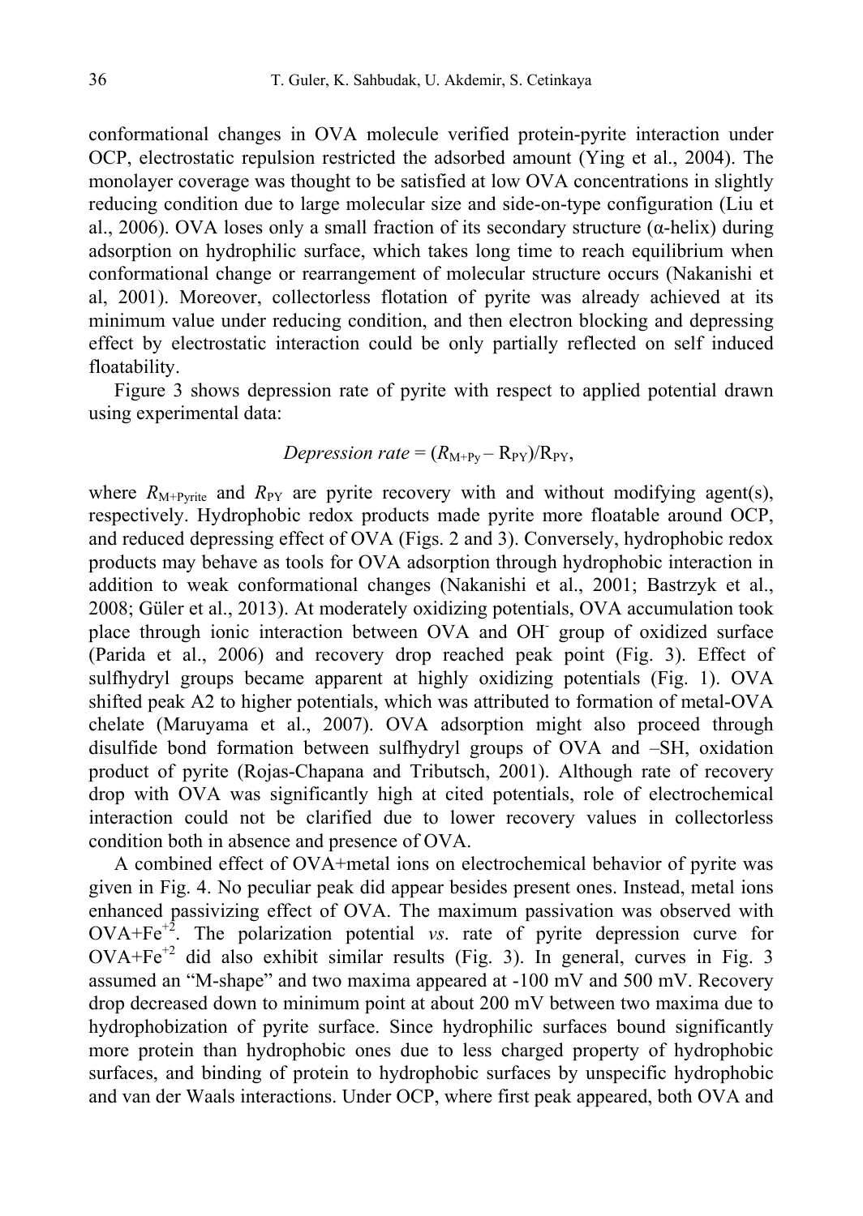conformational changes in OVA molecule verified protein-pyrite interaction under OCP, electrostatic repulsion restricted the adsorbed amount (Ying et al., 2004). The monolayer coverage was thought to be satisfied at low OVA concentrations in slightly reducing condition due to large molecular size and side-on-type configuration (Liu et al., 2006). OVA loses only a small fraction of its secondary structure (α-helix) during adsorption on hydrophilic surface, which takes long time to reach equilibrium when conformational change or rearrangement of molecular structure occurs (Nakanishi et al, 2001). Moreover, collectorless flotation of pyrite was already achieved at its minimum value under reducing condition, and then electron blocking and depressing effect by electrostatic interaction could be only partially reflected on self induced floatability.

Figure 3 shows depression rate of pyrite with respect to applied potential drawn using experimental data:

$$\textit{Depression rate} = (R_{M+Py} - R_{PY})/R_{PY},$$

where $R_{M+Pyrite}$ and $R_{PY}$ are pyrite recovery with and without modifying agent(s), respectively. Hydrophobic redox products made pyrite more floatable around OCP, and reduced depressing effect of OVA (Figs. 2 and 3). Conversely, hydrophobic redox products may behave as tools for OVA adsorption through hydrophobic interaction in addition to weak conformational changes (Nakanishi et al., 2001; Bastrzyk et al., 2008; Güler et al., 2013). At moderately oxidizing potentials, OVA accumulation took place through ionic interaction between OVA and $OH^-$ group of oxidized surface (Parida et al., 2006) and recovery drop reached peak point (Fig. 3). Effect of sulfhydryl groups became apparent at highly oxidizing potentials (Fig. 1). OVA shifted peak A2 to higher potentials, which was attributed to formation of metal-OVA chelate (Maruyama et al., 2007). OVA adsorption might also proceed through disulfide bond formation between sulfhydryl groups of OVA and –SH, oxidation product of pyrite (Rojas-Chapana and Tributsch, 2001). Although rate of recovery drop with OVA was significantly high at cited potentials, role of electrochemical interaction could not be clarified due to lower recovery values in collectorless condition both in absence and presence of OVA.

A combined effect of OVA+metal ions on electrochemical behavior of pyrite was given in Fig. 4. No peculiar peak did appear besides present ones. Instead, metal ions enhanced passivizing effect of OVA. The maximum passivation was observed with OVA+$Fe^{+2}$. The polarization potential *vs*. rate of pyrite depression curve for OVA+$Fe^{+2}$ did also exhibit similar results (Fig. 3). In general, curves in Fig. 3 assumed an "M-shape" and two maxima appeared at -100 mV and 500 mV. Recovery drop decreased down to minimum point at about 200 mV between two maxima due to hydrophobization of pyrite surface. Since hydrophilic surfaces bound significantly more protein than hydrophobic ones due to less charged property of hydrophobic surfaces, and binding of protein to hydrophobic surfaces by unspecific hydrophobic and van der Waals interactions. Under OCP, where first peak appeared, both OVA and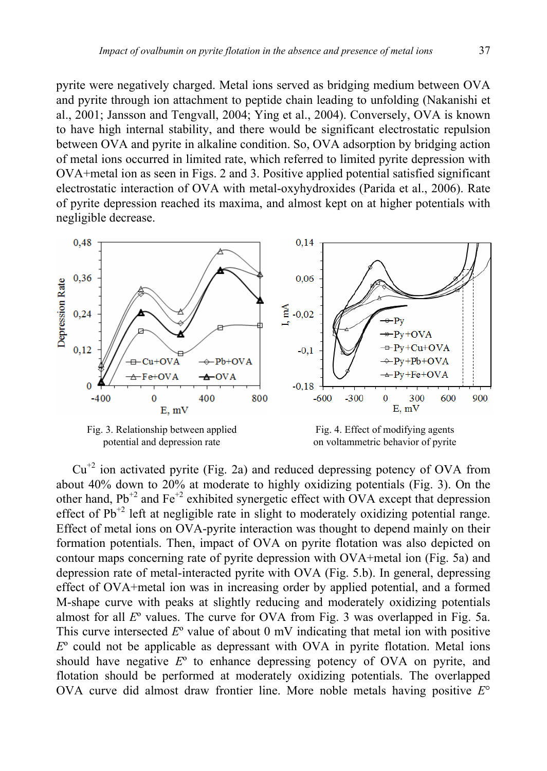pyrite were negatively charged. Metal ions served as bridging medium between OVA and pyrite through ion attachment to peptide chain leading to unfolding (Nakanishi et al., 2001; Jansson and Tengvall, 2004; Ying et al., 2004). Conversely, OVA is known to have high internal stability, and there would be significant electrostatic repulsion between OVA and pyrite in alkaline condition. So, OVA adsorption by bridging action of metal ions occurred in limited rate, which referred to limited pyrite depression with OVA+metal ion as seen in Figs. 2 and 3. Positive applied potential satisfied significant electrostatic interaction of OVA with metal-oxyhydroxides (Parida et al., 2006). Rate of pyrite depression reached its maxima, and almost kept on at higher potentials with negligible decrease.

Fig. 3. Relationship between applied potential and depression rate

Fig. 4. Effect of modifying agents on voltammetric behavior of pyrite

$Cu^{+2}$ ion activated pyrite (Fig. 2a) and reduced depressing potency of OVA from about 40% down to 20% at moderate to highly oxidizing potentials (Fig. 3). On the other hand, $Pb^{+2}$ and $Fe^{+2}$ exhibited synergetic effect with OVA except that depression effect of $Pb^{+2}$ left at negligible rate in slight to moderately oxidizing potential range. Effect of metal ions on OVA-pyrite interaction was thought to depend mainly on their formation potentials. Then, impact of OVA on pyrite flotation was also depicted on contour maps concerning rate of pyrite depression with OVA+metal ion (Fig. 5a) and depression rate of metal-interacted pyrite with OVA (Fig. 5.b). In general, depressing effect of OVA+metal ion was in increasing order by applied potential, and a formed M-shape curve with peaks at slightly reducing and moderately oxidizing potentials almost for all $E^o$ values. The curve for OVA from Fig. 3 was overlapped in Fig. 5a. This curve intersected $E^o$ value of about 0 mV indicating that metal ion with positive $E^o$ could not be applicable as depressant with OVA in pyrite flotation. Metal ions should have negative $E^o$ to enhance depressing potency of OVA on pyrite, and flotation should be performed at moderately oxidizing potentials. The overlapped OVA curve did almost draw frontier line. More noble metals having positive $E^\circ$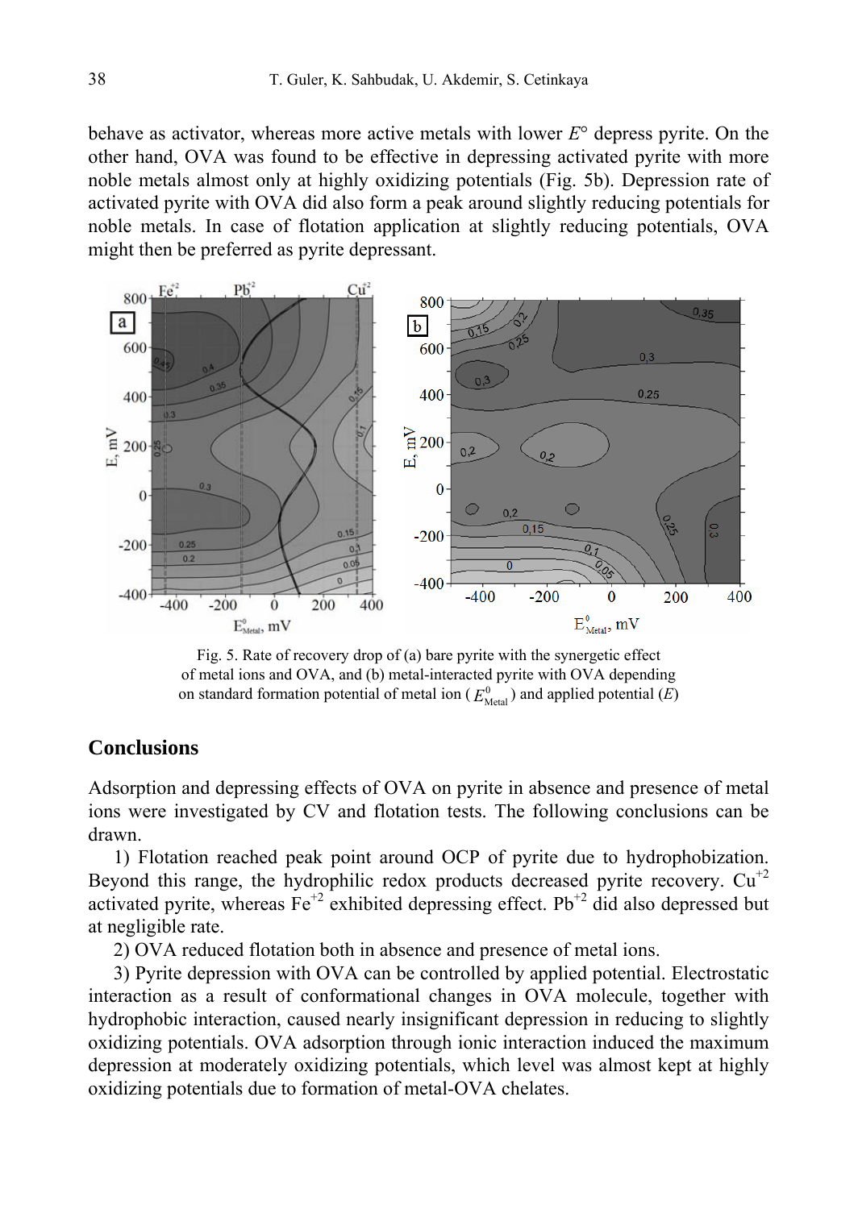behave as activator, whereas more active metals with lower $E°$ depress pyrite. On the other hand, OVA was found to be effective in depressing activated pyrite with more noble metals almost only at highly oxidizing potentials (Fig. 5b). Depression rate of activated pyrite with OVA did also form a peak around slightly reducing potentials for noble metals. In case of flotation application at slightly reducing potentials, OVA might then be preferred as pyrite depressant.

Fig. 5. Rate of recovery drop of (a) bare pyrite with the synergetic effect of metal ions and OVA, and (b) metal-interacted pyrite with OVA depending on standard formation potential of metal ion ($E^0_{\text{Metal}}$) and applied potential ($E$)

## Conclusions

Adsorption and depressing effects of OVA on pyrite in absence and presence of metal ions were investigated by CV and flotation tests. The following conclusions can be drawn.

1) Flotation reached peak point around OCP of pyrite due to hydrophobization. Beyond this range, the hydrophilic redox products decreased pyrite recovery. $Cu^{+2}$ activated pyrite, whereas $Fe^{+2}$ exhibited depressing effect. $Pb^{+2}$ did also depressed but at negligible rate.

2) OVA reduced flotation both in absence and presence of metal ions.

3) Pyrite depression with OVA can be controlled by applied potential. Electrostatic interaction as a result of conformational changes in OVA molecule, together with hydrophobic interaction, caused nearly insignificant depression in reducing to slightly oxidizing potentials. OVA adsorption through ionic interaction induced the maximum depression at moderately oxidizing potentials, which level was almost kept at highly oxidizing potentials due to formation of metal-OVA chelates.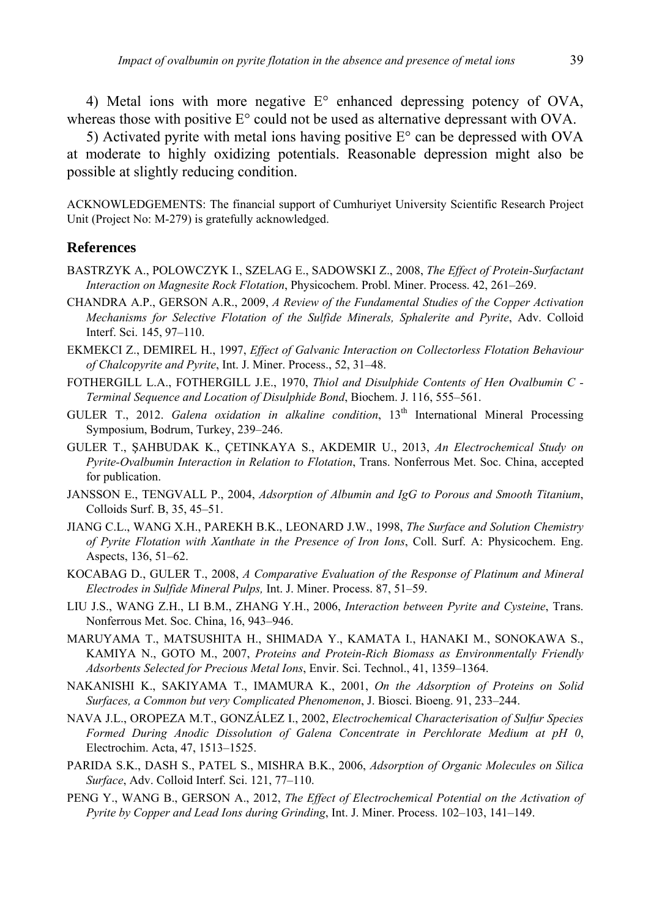4) Metal ions with more negative E° enhanced depressing potency of OVA, whereas those with positive E° could not be used as alternative depressant with OVA.

5) Activated pyrite with metal ions having positive E° can be depressed with OVA at moderate to highly oxidizing potentials. Reasonable depression might also be possible at slightly reducing condition.

ACKNOWLEDGEMENTS: The financial support of Cumhuriyet University Scientific Research Project Unit (Project No: M-279) is gratefully acknowledged.

## References

BASTRZYK A., POLOWCZYK I., SZELAG E., SADOWSKI Z., 2008, *The Effect of Protein-Surfactant Interaction on Magnesite Rock Flotation*, Physicochem. Probl. Miner. Process. 42, 261–269.

CHANDRA A.P., GERSON A.R., 2009, *A Review of the Fundamental Studies of the Copper Activation Mechanisms for Selective Flotation of the Sulfide Minerals, Sphalerite and Pyrite*, Adv. Colloid Interf. Sci. 145, 97–110.

EKMEKCI Z., DEMIREL H., 1997, *Effect of Galvanic Interaction on Collectorless Flotation Behaviour of Chalcopyrite and Pyrite*, Int. J. Miner. Process., 52, 31–48.

FOTHERGILL L.A., FOTHERGILL J.E., 1970, *Thiol and Disulphide Contents of Hen Ovalbumin C - Terminal Sequence and Location of Disulphide Bond*, Biochem. J. 116, 555–561.

GULER T., 2012. *Galena oxidation in alkaline condition*, 13th International Mineral Processing Symposium, Bodrum, Turkey, 239–246.

GULER T., ŞAHBUDAK K., ÇETINKAYA S., AKDEMIR U., 2013, *An Electrochemical Study on Pyrite-Ovalbumin Interaction in Relation to Flotation*, Trans. Nonferrous Met. Soc. China, accepted for publication.

JANSSON E., TENGVALL P., 2004, *Adsorption of Albumin and IgG to Porous and Smooth Titanium*, Colloids Surf. B, 35, 45–51.

JIANG C.L., WANG X.H., PAREKH B.K., LEONARD J.W., 1998, *The Surface and Solution Chemistry of Pyrite Flotation with Xanthate in the Presence of Iron Ions*, Coll. Surf. A: Physicochem. Eng. Aspects, 136, 51–62.

KOCABAG D., GULER T., 2008, *A Comparative Evaluation of the Response of Platinum and Mineral Electrodes in Sulfide Mineral Pulps,* Int. J. Miner. Process. 87, 51–59.

LIU J.S., WANG Z.H., LI B.M., ZHANG Y.H., 2006, *Interaction between Pyrite and Cysteine*, Trans. Nonferrous Met. Soc. China, 16, 943–946.

MARUYAMA T., MATSUSHITA H., SHIMADA Y., KAMATA I., HANAKI M., SONOKAWA S., KAMIYA N., GOTO M., 2007, *Proteins and Protein-Rich Biomass as Environmentally Friendly Adsorbents Selected for Precious Metal Ions*, Envir. Sci. Technol., 41, 1359–1364.

NAKANISHI K., SAKIYAMA T., IMAMURA K., 2001, *On the Adsorption of Proteins on Solid Surfaces, a Common but very Complicated Phenomenon*, J. Biosci. Bioeng. 91, 233–244.

NAVA J.L., OROPEZA M.T., GONZÁLEZ I., 2002, *Electrochemical Characterisation of Sulfur Species Formed During Anodic Dissolution of Galena Concentrate in Perchlorate Medium at pH 0*, Electrochim. Acta, 47, 1513–1525.

PARIDA S.K., DASH S., PATEL S., MISHRA B.K., 2006, *Adsorption of Organic Molecules on Silica Surface*, Adv. Colloid Interf. Sci. 121, 77–110.

PENG Y., WANG B., GERSON A., 2012, *The Effect of Electrochemical Potential on the Activation of Pyrite by Copper and Lead Ions during Grinding*, Int. J. Miner. Process. 102–103, 141–149.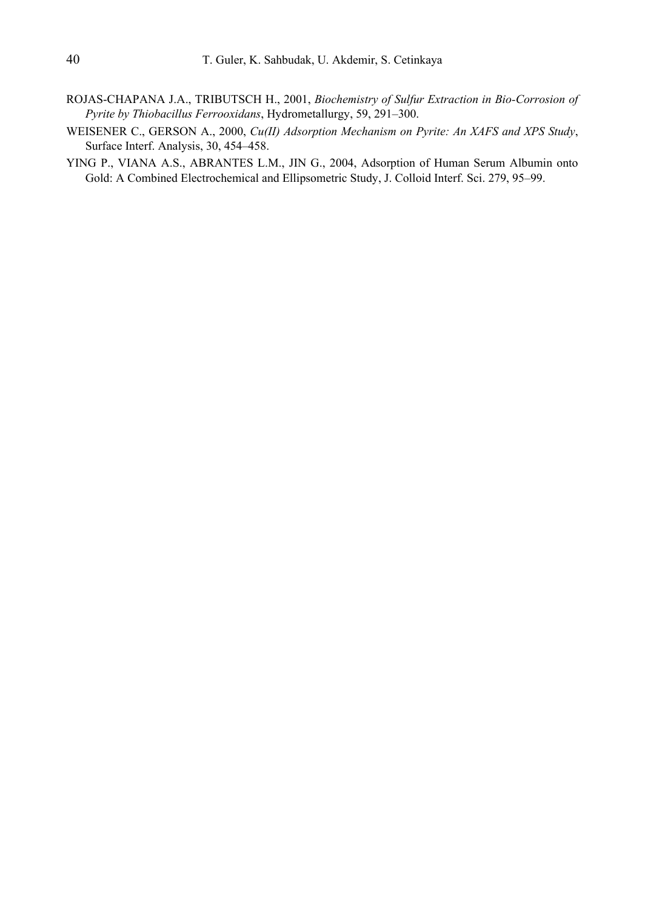ROJAS-CHAPANA J.A., TRIBUTSCH H., 2001, *Biochemistry of Sulfur Extraction in Bio-Corrosion of Pyrite by Thiobacillus Ferrooxidans*, Hydrometallurgy, 59, 291–300.

WEISENER C., GERSON A., 2000, *Cu(II) Adsorption Mechanism on Pyrite: An XAFS and XPS Study*, Surface Interf. Analysis, 30, 454–458.

YING P., VIANA A.S., ABRANTES L.M., JIN G., 2004, Adsorption of Human Serum Albumin onto Gold: A Combined Electrochemical and Ellipsometric Study, J. Colloid Interf. Sci. 279, 95–99.